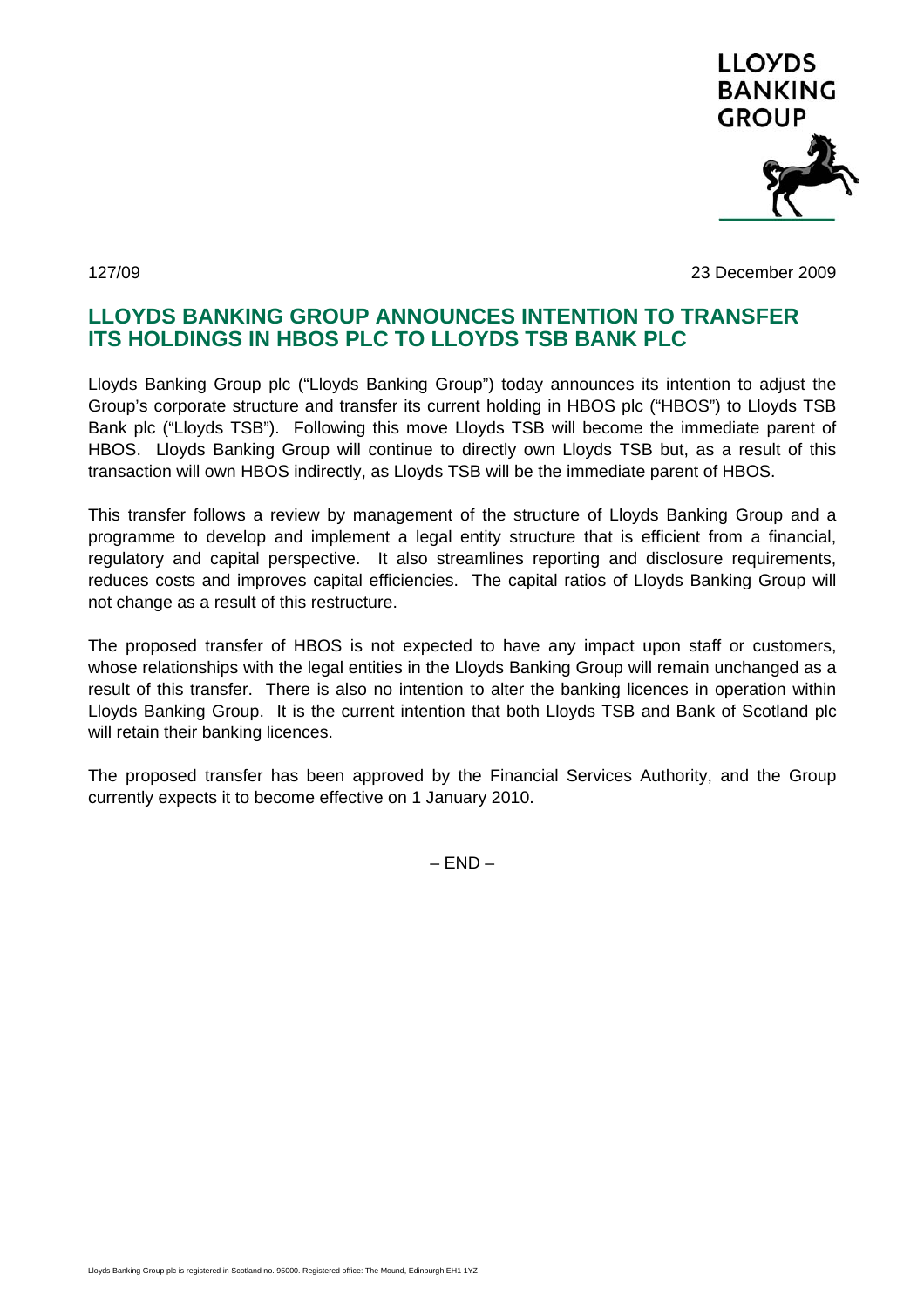LLOYDS BANKING GROUP

127/09

23 December 2009

# LLOYDS BANKING GROUP ANNOUNCES INTENTION TO TRANSFER ITS HOLDINGS IN HBOS PLC TO LLOYDS TSB BANK PLC

Lloyds Banking Group plc ("Lloyds Banking Group") today announces its intention to adjust the Group's corporate structure and transfer its current holding in HBOS plc ("HBOS") to Lloyds TSB Bank plc ("Lloyds TSB"). Following this move Lloyds TSB will become the immediate parent of HBOS. Lloyds Banking Group will continue to directly own Lloyds TSB but, as a result of this transaction will own HBOS indirectly, as Lloyds TSB will be the immediate parent of HBOS.

This transfer follows a review by management of the structure of Lloyds Banking Group and a programme to develop and implement a legal entity structure that is efficient from a financial, regulatory and capital perspective. It also streamlines reporting and disclosure requirements, reduces costs and improves capital efficiencies. The capital ratios of Lloyds Banking Group will not change as a result of this restructure.

The proposed transfer of HBOS is not expected to have any impact upon staff or customers, whose relationships with the legal entities in the Lloyds Banking Group will remain unchanged as a result of this transfer. There is also no intention to alter the banking licences in operation within Lloyds Banking Group. It is the current intention that both Lloyds TSB and Bank of Scotland plc will retain their banking licences.

The proposed transfer has been approved by the Financial Services Authority, and the Group currently expects it to become effective on 1 January 2010.

– END –

Lloyds Banking Group plc is registered in Scotland no. 95000. Registered office: The Mound, Edinburgh EH1 1YZ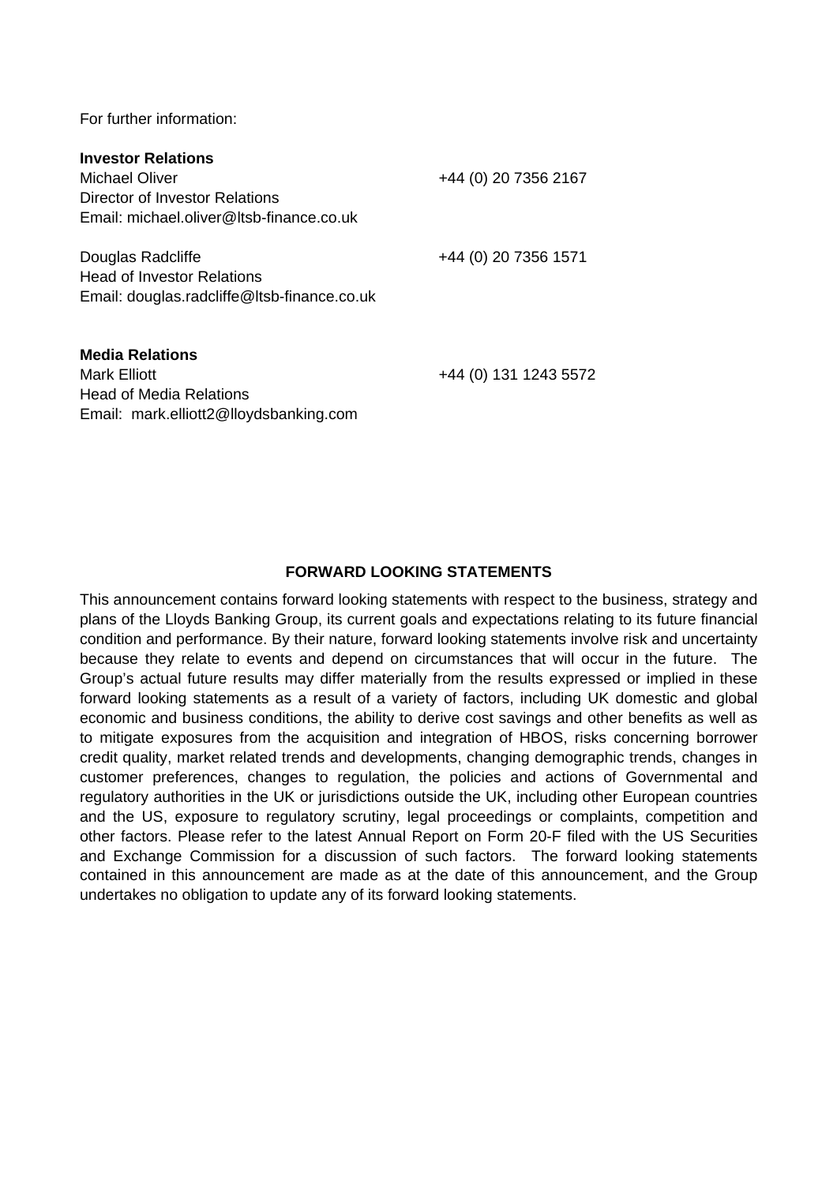For further information:

**Investor Relations**
Michael Oliver +44 (0) 20 7356 2167
Director of Investor Relations
Email: michael.oliver@ltsb-finance.co.uk

Douglas Radcliffe +44 (0) 20 7356 1571
Head of Investor Relations
Email: douglas.radcliffe@ltsb-finance.co.uk

**Media Relations**
Mark Elliott +44 (0) 131 1243 5572
Head of Media Relations
Email: mark.elliott2@lloydsbanking.com

**FORWARD LOOKING STATEMENTS**

This announcement contains forward looking statements with respect to the business, strategy and plans of the Lloyds Banking Group, its current goals and expectations relating to its future financial condition and performance. By their nature, forward looking statements involve risk and uncertainty because they relate to events and depend on circumstances that will occur in the future. The Group's actual future results may differ materially from the results expressed or implied in these forward looking statements as a result of a variety of factors, including UK domestic and global economic and business conditions, the ability to derive cost savings and other benefits as well as to mitigate exposures from the acquisition and integration of HBOS, risks concerning borrower credit quality, market related trends and developments, changing demographic trends, changes in customer preferences, changes to regulation, the policies and actions of Governmental and regulatory authorities in the UK or jurisdictions outside the UK, including other European countries and the US, exposure to regulatory scrutiny, legal proceedings or complaints, competition and other factors. Please refer to the latest Annual Report on Form 20-F filed with the US Securities and Exchange Commission for a discussion of such factors. The forward looking statements contained in this announcement are made as at the date of this announcement, and the Group undertakes no obligation to update any of its forward looking statements.